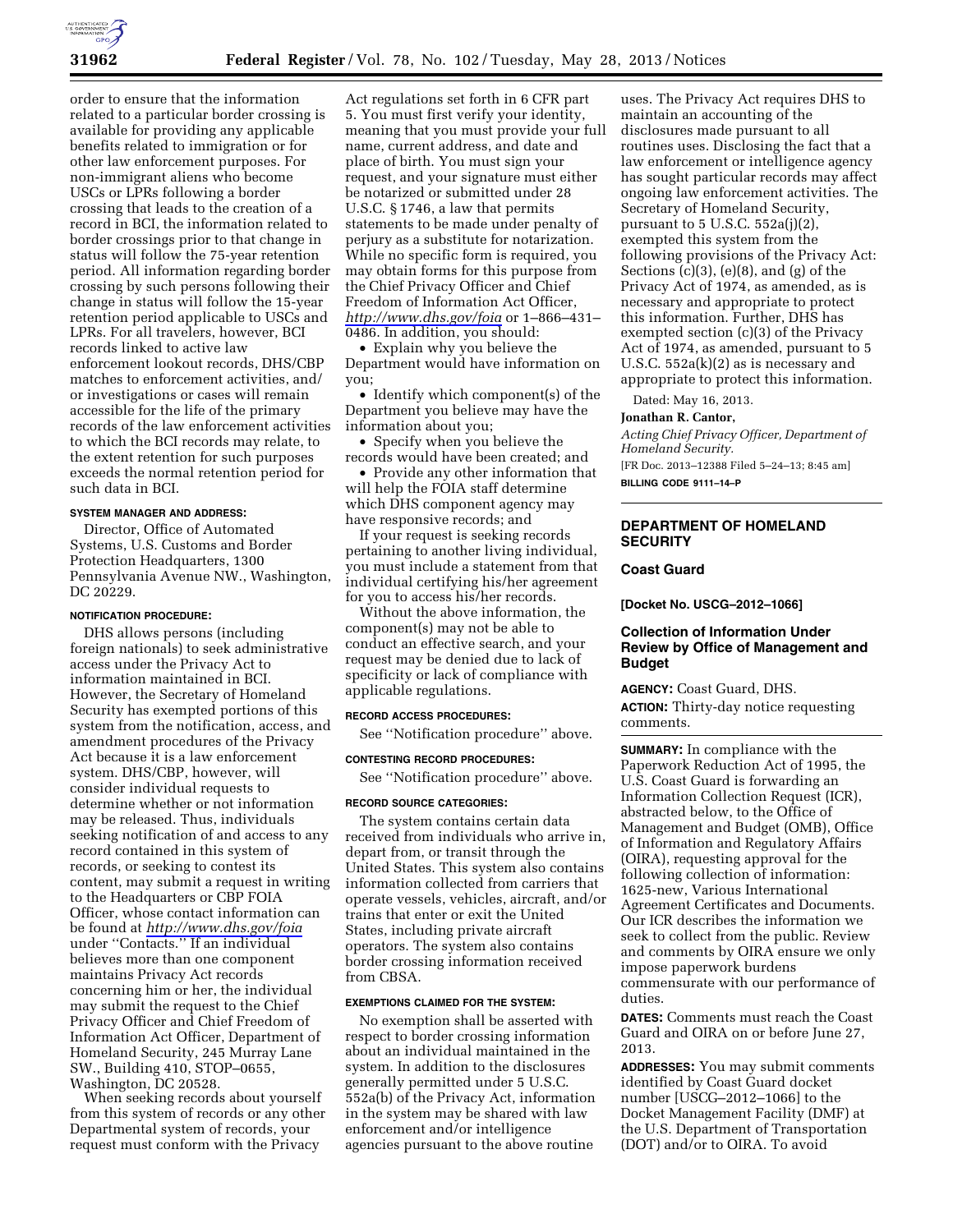order to ensure that the information related to a particular border crossing is available for providing any applicable benefits related to immigration or for other law enforcement purposes. For non-immigrant aliens who become USCs or LPRs following a border crossing that leads to the creation of a record in BCI, the information related to border crossings prior to that change in status will follow the 75-year retention period. All information regarding border crossing by such persons following their change in status will follow the 15-year retention period applicable to USCs and LPRs. For all travelers, however, BCI records linked to active law enforcement lookout records, DHS/CBP matches to enforcement activities, and/or investigations or cases will remain accessible for the life of the primary records of the law enforcement activities to which the BCI records may relate, to the extent retention for such purposes exceeds the normal retention period for such data in BCI.

#### SYSTEM MANAGER AND ADDRESS:

Director, Office of Automated Systems, U.S. Customs and Border Protection Headquarters, 1300 Pennsylvania Avenue NW., Washington, DC 20229.

#### NOTIFICATION PROCEDURE:

DHS allows persons (including foreign nationals) to seek administrative access under the Privacy Act to information maintained in BCI. However, the Secretary of Homeland Security has exempted portions of this system from the notification, access, and amendment procedures of the Privacy Act because it is a law enforcement system. DHS/CBP, however, will consider individual requests to determine whether or not information may be released. Thus, individuals seeking notification of and access to any record contained in this system of records, or seeking to contest its content, may submit a request in writing to the Headquarters or CBP FOIA Officer, whose contact information can be found at *http://www.dhs.gov/foia* under ''Contacts.'' If an individual believes more than one component maintains Privacy Act records concerning him or her, the individual may submit the request to the Chief Privacy Officer and Chief Freedom of Information Act Officer, Department of Homeland Security, 245 Murray Lane SW., Building 410, STOP–0655, Washington, DC 20528.

When seeking records about yourself from this system of records or any other Departmental system of records, your request must conform with the Privacy Act regulations set forth in 6 CFR part 5. You must first verify your identity, meaning that you must provide your full name, current address, and date and place of birth. You must sign your request, and your signature must either be notarized or submitted under 28 U.S.C. § 1746, a law that permits statements to be made under penalty of perjury as a substitute for notarization. While no specific form is required, you may obtain forms for this purpose from the Chief Privacy Officer and Chief Freedom of Information Act Officer, *http://www.dhs.gov/foia* or 1–866–431–0486. In addition, you should:

- Explain why you believe the Department would have information on you;
- Identify which component(s) of the Department you believe may have the information about you;
- Specify when you believe the records would have been created; and
- Provide any other information that will help the FOIA staff determine which DHS component agency may have responsive records; and

If your request is seeking records pertaining to another living individual, you must include a statement from that individual certifying his/her agreement for you to access his/her records.

Without the above information, the component(s) may not be able to conduct an effective search, and your request may be denied due to lack of specificity or lack of compliance with applicable regulations.

#### RECORD ACCESS PROCEDURES:

See ''Notification procedure'' above.

#### CONTESTING RECORD PROCEDURES:

See ''Notification procedure'' above.

#### RECORD SOURCE CATEGORIES:

The system contains certain data received from individuals who arrive in, depart from, or transit through the United States. This system also contains information collected from carriers that operate vessels, vehicles, aircraft, and/or trains that enter or exit the United States, including private aircraft operators. The system also contains border crossing information received from CBSA.

#### EXEMPTIONS CLAIMED FOR THE SYSTEM:

No exemption shall be asserted with respect to border crossing information about an individual maintained in the system. In addition to the disclosures generally permitted under 5 U.S.C. 552a(b) of the Privacy Act, information in the system may be shared with law enforcement and/or intelligence agencies pursuant to the above routine uses. The Privacy Act requires DHS to maintain an accounting of the disclosures made pursuant to all routines uses. Disclosing the fact that a law enforcement or intelligence agency has sought particular records may affect ongoing law enforcement activities. The Secretary of Homeland Security, pursuant to 5 U.S.C. 552a(j)(2), exempted this system from the following provisions of the Privacy Act: Sections (c)(3), (e)(8), and (g) of the Privacy Act of 1974, as amended, as is necessary and appropriate to protect this information. Further, DHS has exempted section (c)(3) of the Privacy Act of 1974, as amended, pursuant to 5 U.S.C. 552a(k)(2) as is necessary and appropriate to protect this information.

Dated: May 16, 2013.

**Jonathan R. Cantor,**

*Acting Chief Privacy Officer, Department of Homeland Security.*

[FR Doc. 2013–12388 Filed 5–24–13; 8:45 am]

**BILLING CODE 9111–14–P**

## DEPARTMENT OF HOMELAND SECURITY

### Coast Guard

**[Docket No. USCG–2012–1066]**

### Collection of Information Under Review by Office of Management and Budget

**AGENCY:** Coast Guard, DHS.

**ACTION:** Thirty-day notice requesting comments.

**SUMMARY:** In compliance with the Paperwork Reduction Act of 1995, the U.S. Coast Guard is forwarding an Information Collection Request (ICR), abstracted below, to the Office of Management and Budget (OMB), Office of Information and Regulatory Affairs (OIRA), requesting approval for the following collection of information: 1625-new, Various International Agreement Certificates and Documents. Our ICR describes the information we seek to collect from the public. Review and comments by OIRA ensure we only impose paperwork burdens commensurate with our performance of duties.

**DATES:** Comments must reach the Coast Guard and OIRA on or before June 27, 2013.

**ADDRESSES:** You may submit comments identified by Coast Guard docket number [USCG–2012–1066] to the Docket Management Facility (DMF) at the U.S. Department of Transportation (DOT) and/or to OIRA. To avoid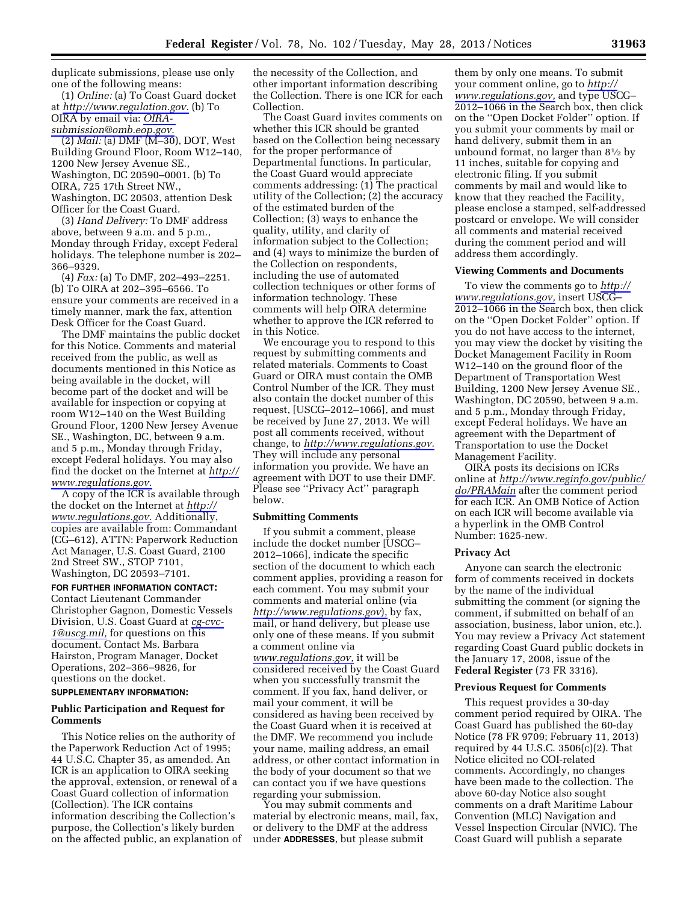duplicate submissions, please use only one of the following means:

(1) *Online:* (a) To Coast Guard docket at *http://www.regulation.gov.* (b) To OIRA by email via: *OIRA-submission@omb.eop.gov.*

(2) *Mail:* (a) DMF (M–30), DOT, West Building Ground Floor, Room W12–140, 1200 New Jersey Avenue SE., Washington, DC 20590–0001. (b) To OIRA, 725 17th Street NW., Washington, DC 20503, attention Desk Officer for the Coast Guard.

(3) *Hand Delivery:* To DMF address above, between 9 a.m. and 5 p.m., Monday through Friday, except Federal holidays. The telephone number is 202–366–9329.

(4) *Fax:* (a) To DMF, 202–493–2251. (b) To OIRA at 202–395–6566. To ensure your comments are received in a timely manner, mark the fax, attention Desk Officer for the Coast Guard.

The DMF maintains the public docket for this Notice. Comments and material received from the public, as well as documents mentioned in this Notice as being available in the docket, will become part of the docket and will be available for inspection or copying at room W12–140 on the West Building Ground Floor, 1200 New Jersey Avenue SE., Washington, DC, between 9 a.m. and 5 p.m., Monday through Friday, except Federal holidays. You may also find the docket on the Internet at *http://www.regulations.gov.*

A copy of the ICR is available through the docket on the Internet at *http://www.regulations.gov.* Additionally, copies are available from: Commandant (CG–612), ATTN: Paperwork Reduction Act Manager, U.S. Coast Guard, 2100 2nd Street SW., STOP 7101, Washington, DC 20593–7101.

**FOR FURTHER INFORMATION CONTACT:** Contact Lieutenant Commander Christopher Gagnon, Domestic Vessels Division, U.S. Coast Guard at *cg-cvc-1@uscg.mil,* for questions on this document. Contact Ms. Barbara Hairston, Program Manager, Docket Operations, 202–366–9826, for questions on the docket.

**SUPPLEMENTARY INFORMATION:**

## Public Participation and Request for Comments

This Notice relies on the authority of the Paperwork Reduction Act of 1995; 44 U.S.C. Chapter 35, as amended. An ICR is an application to OIRA seeking the approval, extension, or renewal of a Coast Guard collection of information (Collection). The ICR contains information describing the Collection's purpose, the Collection's likely burden on the affected public, an explanation of the necessity of the Collection, and other important information describing the Collection. There is one ICR for each Collection.

The Coast Guard invites comments on whether this ICR should be granted based on the Collection being necessary for the proper performance of Departmental functions. In particular, the Coast Guard would appreciate comments addressing: (1) The practical utility of the Collection; (2) the accuracy of the estimated burden of the Collection; (3) ways to enhance the quality, utility, and clarity of information subject to the Collection; and (4) ways to minimize the burden of the Collection on respondents, including the use of automated collection techniques or other forms of information technology. These comments will help OIRA determine whether to approve the ICR referred to in this Notice.

We encourage you to respond to this request by submitting comments and related materials. Comments to Coast Guard or OIRA must contain the OMB Control Number of the ICR. They must also contain the docket number of this request, [USCG–2012–1066], and must be received by June 27, 2013. We will post all comments received, without change, to *http://www.regulations.gov.* They will include any personal information you provide. We have an agreement with DOT to use their DMF. Please see ''Privacy Act'' paragraph below.

## Submitting Comments

If you submit a comment, please include the docket number [USCG–2012–1066], indicate the specific section of the document to which each comment applies, providing a reason for each comment. You may submit your comments and material online (via *http://www.regulations.gov*), by fax, mail, or hand delivery, but please use only one of these means. If you submit a comment online via *www.regulations.gov,* it will be considered received by the Coast Guard when you successfully transmit the comment. If you fax, hand deliver, or mail your comment, it will be considered as having been received by the Coast Guard when it is received at the DMF. We recommend you include your name, mailing address, an email address, or other contact information in the body of your document so that we can contact you if we have questions regarding your submission.

You may submit comments and material by electronic means, mail, fax, or delivery to the DMF at the address under **ADDRESSES**, but please submit them by only one means. To submit your comment online, go to *http://www.regulations.gov,* and type USCG–2012–1066 in the Search box, then click on the ''Open Docket Folder'' option. If you submit your comments by mail or hand delivery, submit them in an unbound format, no larger than 8½ by 11 inches, suitable for copying and electronic filing. If you submit comments by mail and would like to know that they reached the Facility, please enclose a stamped, self-addressed postcard or envelope. We will consider all comments and material received during the comment period and will address them accordingly.

## Viewing Comments and Documents

To view the comments go to *http://www.regulations.gov,* insert USCG–2012–1066 in the Search box, then click on the ''Open Docket Folder'' option. If you do not have access to the internet, you may view the docket by visiting the Docket Management Facility in Room W12–140 on the ground floor of the Department of Transportation West Building, 1200 New Jersey Avenue SE., Washington, DC 20590, between 9 a.m. and 5 p.m., Monday through Friday, except Federal holidays. We have an agreement with the Department of Transportation to use the Docket Management Facility.

OIRA posts its decisions on ICRs online at *http://www.reginfo.gov/public/do/PRAMain* after the comment period for each ICR. An OMB Notice of Action on each ICR will become available via a hyperlink in the OMB Control Number: 1625-new.

## Privacy Act

Anyone can search the electronic form of comments received in dockets by the name of the individual submitting the comment (or signing the comment, if submitted on behalf of an association, business, labor union, etc.). You may review a Privacy Act statement regarding Coast Guard public dockets in the January 17, 2008, issue of the **Federal Register** (73 FR 3316).

## Previous Request for Comments

This request provides a 30-day comment period required by OIRA. The Coast Guard has published the 60-day Notice (78 FR 9709; February 11, 2013) required by 44 U.S.C. 3506(c)(2). That Notice elicited no COI-related comments. Accordingly, no changes have been made to the collection. The above 60-day Notice also sought comments on a draft Maritime Labour Convention (MLC) Navigation and Vessel Inspection Circular (NVIC). The Coast Guard will publish a separate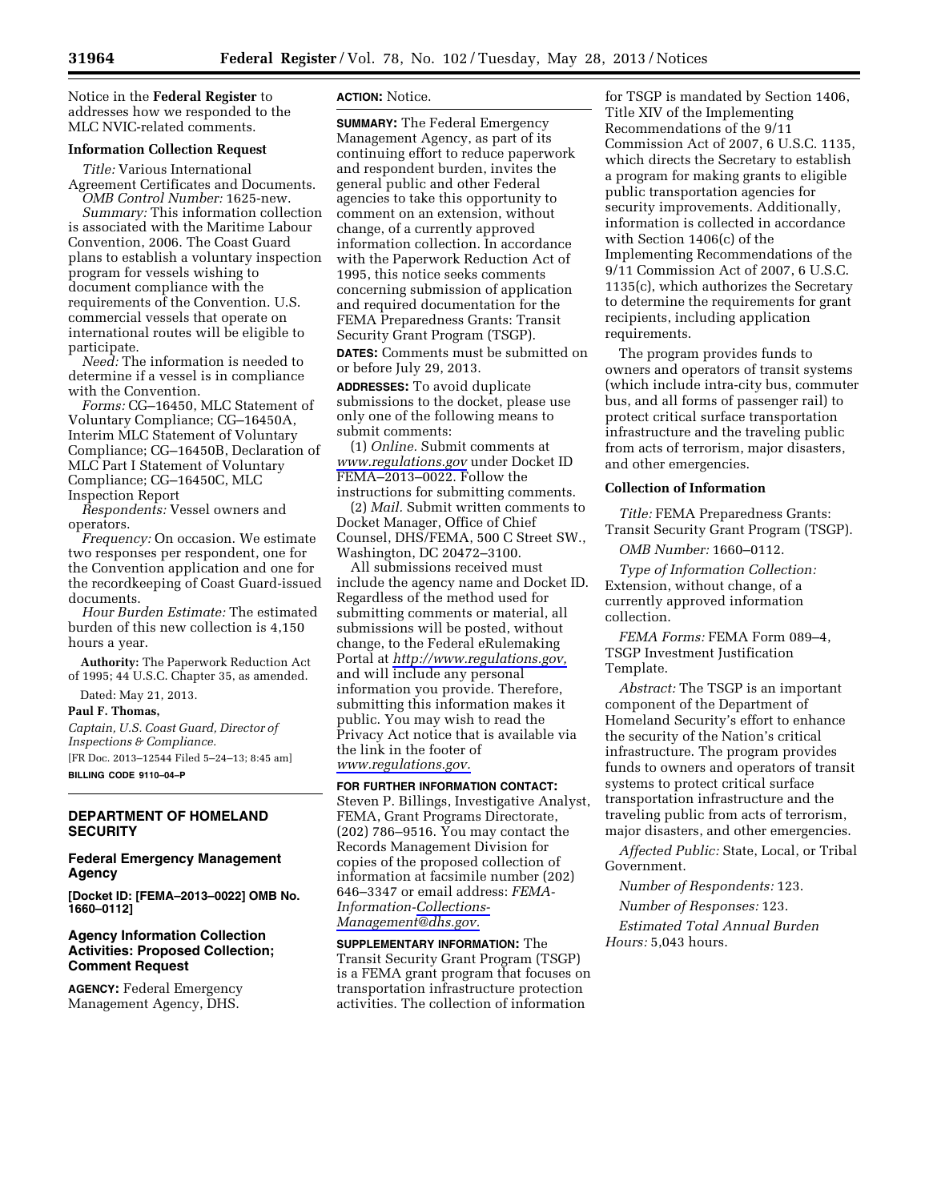Notice in the **Federal Register** to addresses how we responded to the MLC NVIC-related comments.

**Information Collection Request**

*Title:* Various International Agreement Certificates and Documents.

*OMB Control Number:* 1625-new.

*Summary:* This information collection is associated with the Maritime Labour Convention, 2006. The Coast Guard plans to establish a voluntary inspection program for vessels wishing to document compliance with the requirements of the Convention. U.S. commercial vessels that operate on international routes will be eligible to participate.

*Need:* The information is needed to determine if a vessel is in compliance with the Convention.

*Forms:* CG–16450, MLC Statement of Voluntary Compliance; CG–16450A, Interim MLC Statement of Voluntary Compliance; CG–16450B, Declaration of MLC Part I Statement of Voluntary Compliance; CG–16450C, MLC Inspection Report

*Respondents:* Vessel owners and operators.

*Frequency:* On occasion. We estimate two responses per respondent, one for the Convention application and one for the recordkeeping of Coast Guard-issued documents.

*Hour Burden Estimate:* The estimated burden of this new collection is 4,150 hours a year.

**Authority:** The Paperwork Reduction Act of 1995; 44 U.S.C. Chapter 35, as amended.

Dated: May 21, 2013.

**Paul F. Thomas,**

*Captain, U.S. Coast Guard, Director of Inspections & Compliance.*

[FR Doc. 2013–12544 Filed 5–24–13; 8:45 am]

**BILLING CODE 9110–04–P**

## DEPARTMENT OF HOMELAND SECURITY

### Federal Emergency Management Agency

**[Docket ID: [FEMA–2013–0022] OMB No. 1660–0112]**

### Agency Information Collection Activities: Proposed Collection; Comment Request

**AGENCY:** Federal Emergency Management Agency, DHS.

**ACTION:** Notice.

**SUMMARY:** The Federal Emergency Management Agency, as part of its continuing effort to reduce paperwork and respondent burden, invites the general public and other Federal agencies to take this opportunity to comment on an extension, without change, of a currently approved information collection. In accordance with the Paperwork Reduction Act of 1995, this notice seeks comments concerning submission of application and required documentation for the FEMA Preparedness Grants: Transit Security Grant Program (TSGP).

**DATES:** Comments must be submitted on or before July 29, 2013.

**ADDRESSES:** To avoid duplicate submissions to the docket, please use only one of the following means to submit comments:

(1) *Online.* Submit comments at *www.regulations.gov* under Docket ID FEMA–2013–0022. Follow the instructions for submitting comments.

(2) *Mail.* Submit written comments to Docket Manager, Office of Chief Counsel, DHS/FEMA, 500 C Street SW., Washington, DC 20472–3100.

All submissions received must include the agency name and Docket ID. Regardless of the method used for submitting comments or material, all submissions will be posted, without change, to the Federal eRulemaking Portal at *http://www.regulations.gov,* and will include any personal information you provide. Therefore, submitting this information makes it public. You may wish to read the Privacy Act notice that is available via the link in the footer of *www.regulations.gov.*

**FOR FURTHER INFORMATION CONTACT:** Steven P. Billings, Investigative Analyst, FEMA, Grant Programs Directorate, (202) 786–9516. You may contact the Records Management Division for copies of the proposed collection of information at facsimile number (202) 646–3347 or email address: *FEMA-Information-Collections-Management@dhs.gov.*

**SUPPLEMENTARY INFORMATION:** The Transit Security Grant Program (TSGP) is a FEMA grant program that focuses on transportation infrastructure protection activities. The collection of information for TSGP is mandated by Section 1406, Title XIV of the Implementing Recommendations of the 9/11 Commission Act of 2007, 6 U.S.C. 1135, which directs the Secretary to establish a program for making grants to eligible public transportation agencies for security improvements. Additionally, information is collected in accordance with Section 1406(c) of the Implementing Recommendations of the 9/11 Commission Act of 2007, 6 U.S.C. 1135(c), which authorizes the Secretary to determine the requirements for grant recipients, including application requirements.

The program provides funds to owners and operators of transit systems (which include intra-city bus, commuter bus, and all forms of passenger rail) to protect critical surface transportation infrastructure and the traveling public from acts of terrorism, major disasters, and other emergencies.

**Collection of Information**

*Title:* FEMA Preparedness Grants: Transit Security Grant Program (TSGP).

*OMB Number:* 1660–0112.

*Type of Information Collection:* Extension, without change, of a currently approved information collection.

*FEMA Forms:* FEMA Form 089–4, TSGP Investment Justification Template.

*Abstract:* The TSGP is an important component of the Department of Homeland Security's effort to enhance the security of the Nation's critical infrastructure. The program provides funds to owners and operators of transit systems to protect critical surface transportation infrastructure and the traveling public from acts of terrorism, major disasters, and other emergencies.

*Affected Public:* State, Local, or Tribal Government.

*Number of Respondents:* 123.

*Number of Responses:* 123.

*Estimated Total Annual Burden Hours:* 5,043 hours.